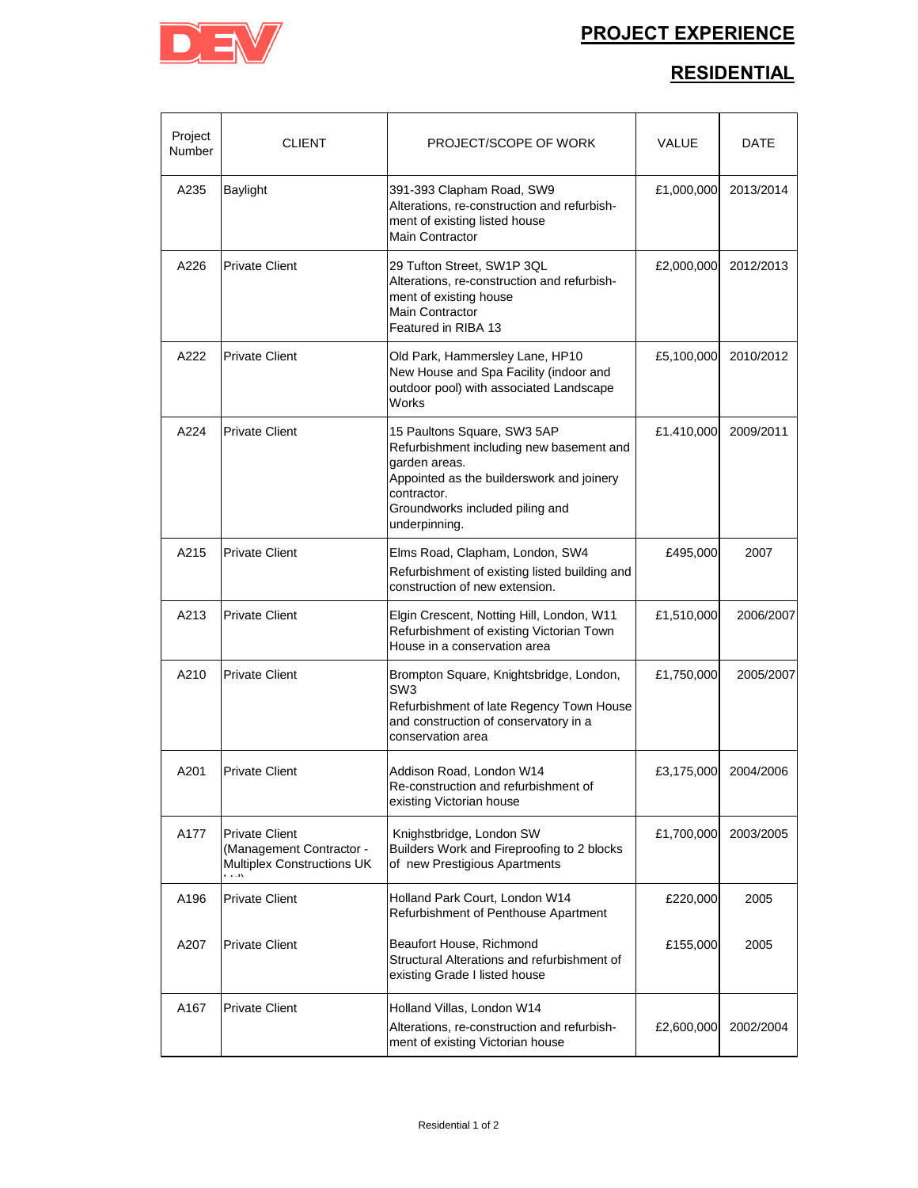DEV

# PROJECT EXPERIENCE

## RESIDENTIAL

| Project Number | CLIENT | PROJECT/SCOPE OF WORK | VALUE | DATE |
|---|---|---|---|---|
| A235 | Baylight | 391-393 Clapham Road, SW9<br>Alterations, re-construction and refurbish-ment of existing listed house<br>Main Contractor | £1,000,000 | 2013/2014 |
| A226 | Private Client | 29 Tufton Street, SW1P 3QL<br>Alterations, re-construction and refurbish-ment of existing house<br>Main Contractor<br>Featured in RIBA 13 | £2,000,000 | 2012/2013 |
| A222 | Private Client | Old Park, Hammersley Lane, HP10<br>New House and Spa Facility (indoor and outdoor pool) with associated Landscape Works | £5,100,000 | 2010/2012 |
| A224 | Private Client | 15 Paultons Square, SW3 5AP<br>Refurbishment including new basement and garden areas.<br>Appointed as the builderswork and joinery contractor.<br>Groundworks included piling and underpinning. | £1.410,000 | 2009/2011 |
| A215 | Private Client | Elms Road, Clapham, London, SW4<br>Refurbishment of existing listed building and construction of new extension. | £495,000 | 2007 |
| A213 | Private Client | Elgin Crescent, Notting Hill, London, W11<br>Refurbishment of existing Victorian Town House in a conservation area | £1,510,000 | 2006/2007 |
| A210 | Private Client | Brompton Square, Knightsbridge, London, SW3<br>Refurbishment of late Regency Town House and construction of conservatory in a conservation area | £1,750,000 | 2005/2007 |
| A201 | Private Client | Addison Road, London W14<br>Re-construction and refurbishment of existing Victorian house | £3,175,000 | 2004/2006 |
| A177 | Private Client<br>(Management Contractor - Multiplex Constructions UK Ltd) | Knightsbridge, London SW<br>Builders Work and Fireproofing to 2 blocks of new Prestigious Apartments | £1,700,000 | 2003/2005 |
| A196 | Private Client | Holland Park Court, London W14<br>Refurbishment of Penthouse Apartment | £220,000 | 2005 |
| A207 | Private Client | Beaufort House, Richmond<br>Structural Alterations and refurbishment of existing Grade I listed house | £155,000 | 2005 |
| A167 | Private Client | Holland Villas, London W14<br>Alterations, re-construction and refurbish-ment of existing Victorian house | £2,600,000 | 2002/2004 |

Residential 1 of 2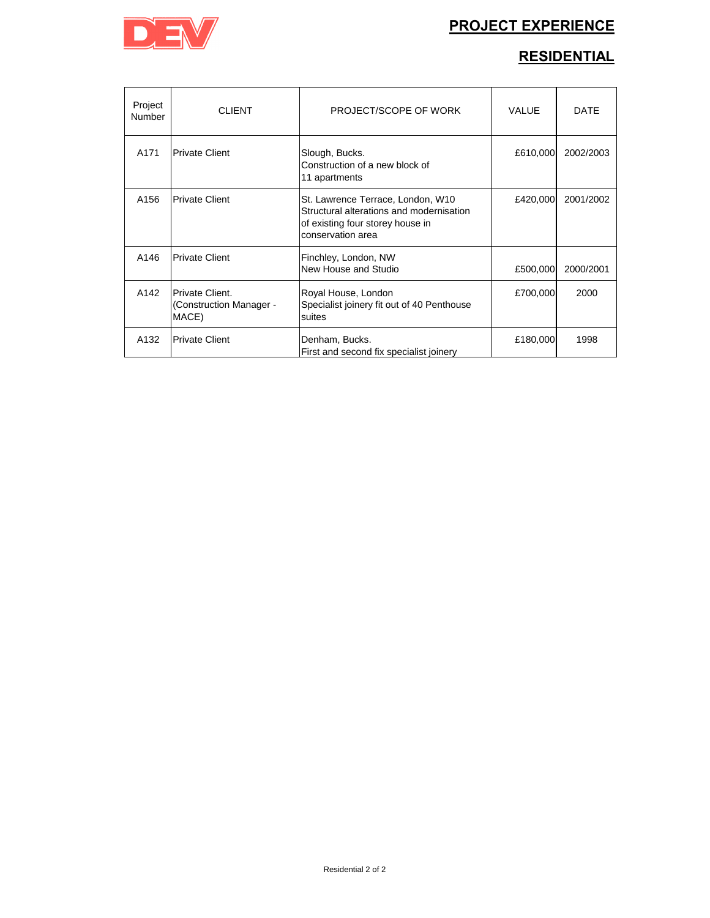DEV

# PROJECT EXPERIENCE

## RESIDENTIAL

| Project Number | CLIENT | PROJECT/SCOPE OF WORK | VALUE | DATE |
|---|---|---|---|---|
| A171 | Private Client | Slough, Bucks.<br>Construction of a new block of 11 apartments | £610,000 | 2002/2003 |
| A156 | Private Client | St. Lawrence Terrace, London, W10<br>Structural alterations and modernisation of existing four storey house in conservation area | £420,000 | 2001/2002 |
| A146 | Private Client | Finchley, London, NW<br>New House and Studio | £500,000 | 2000/2001 |
| A142 | Private Client. (Construction Manager - MACE) | Royal House, London<br>Specialist joinery fit out of 40 Penthouse suites | £700,000 | 2000 |
| A132 | Private Client | Denham, Bucks.<br>First and second fix specialist joinery | £180,000 | 1998 |